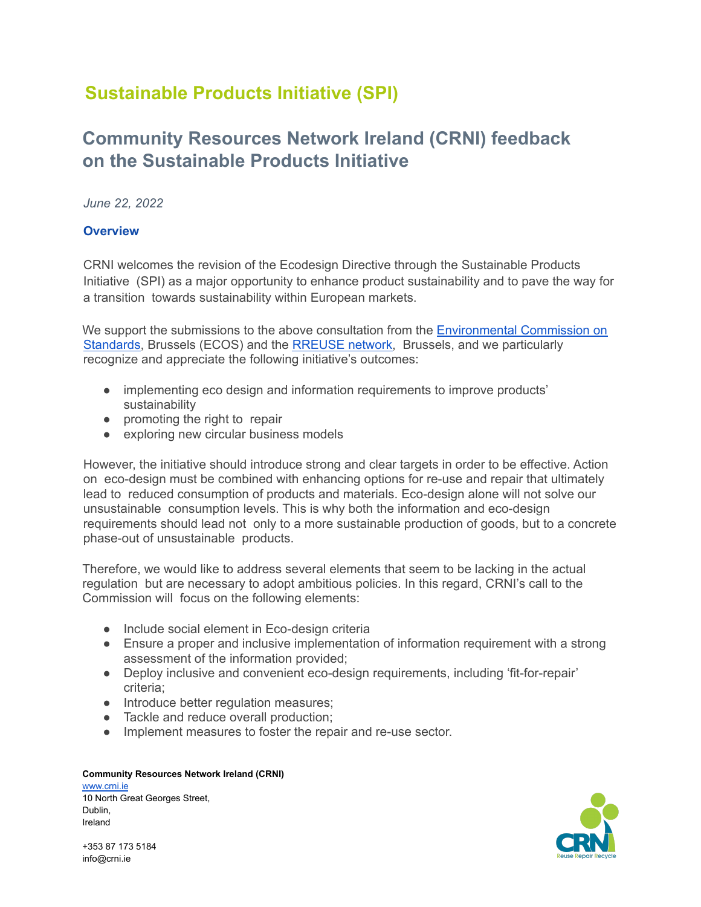# Sustainable Products Initiative (SPI)

## Community Resources Network Ireland (CRNI) feedback on the Sustainable Products Initiative

*June 22, 2022*

### Overview

CRNI welcomes the revision of the Ecodesign Directive through the Sustainable Products Initiative (SPI) as a major opportunity to enhance product sustainability and to pave the way for a transition towards sustainability within European markets.

We support the submissions to the above consultation from the [Environmental Commission on Standards](), Brussels (ECOS) and the [RREUSE network](), Brussels, and we particularly recognize and appreciate the following initiative's outcomes:

- implementing eco design and information requirements to improve products' sustainability
- promoting the right to repair
- exploring new circular business models

However, the initiative should introduce strong and clear targets in order to be effective. Action on eco-design must be combined with enhancing options for re-use and repair that ultimately lead to reduced consumption of products and materials. Eco-design alone will not solve our unsustainable consumption levels. This is why both the information and eco-design requirements should lead not only to a more sustainable production of goods, but to a concrete phase-out of unsustainable products.

Therefore, we would like to address several elements that seem to be lacking in the actual regulation but are necessary to adopt ambitious policies. In this regard, CRNI's call to the Commission will focus on the following elements:

- Include social element in Eco-design criteria
- Ensure a proper and inclusive implementation of information requirement with a strong assessment of the information provided;
- Deploy inclusive and convenient eco-design requirements, including 'fit-for-repair' criteria;
- Introduce better regulation measures;
- Tackle and reduce overall production;
- Implement measures to foster the repair and re-use sector.

**Community Resources Network Ireland (CRNI)**
www.crni.ie
10 North Great Georges Street,
Dublin,
Ireland

+353 87 173 5184
info@crni.ie

CRNI Reuse Repair Recycle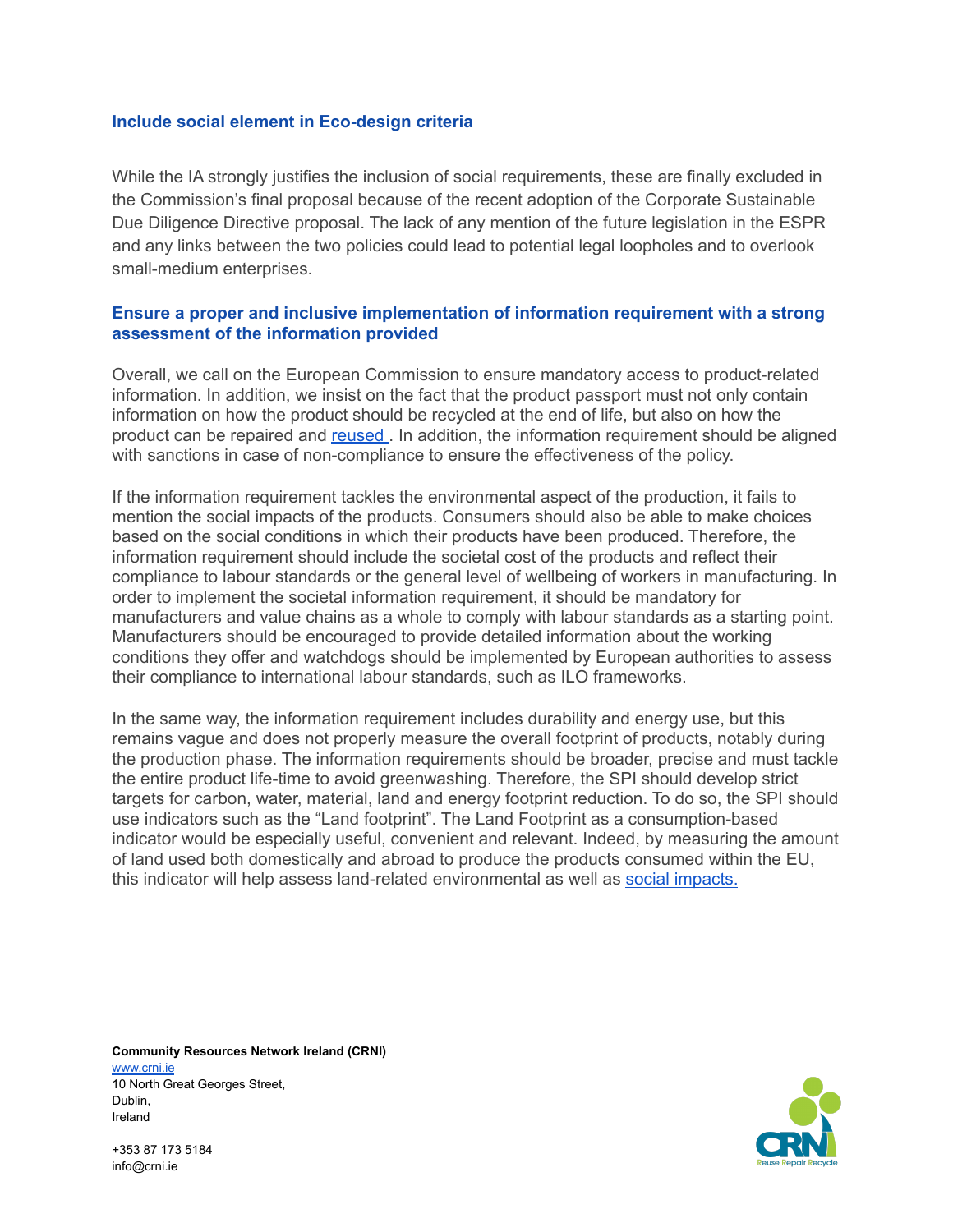## Include social element in Eco-design criteria

While the IA strongly justifies the inclusion of social requirements, these are finally excluded in the Commission's final proposal because of the recent adoption of the Corporate Sustainable Due Diligence Directive proposal. The lack of any mention of the future legislation in the ESPR and any links between the two policies could lead to potential legal loopholes and to overlook small-medium enterprises.

## Ensure a proper and inclusive implementation of information requirement with a strong assessment of the information provided

Overall, we call on the European Commission to ensure mandatory access to product-related information. In addition, we insist on the fact that the product passport must not only contain information on how the product should be recycled at the end of life, but also on how the product can be repaired and reused . In addition, the information requirement should be aligned with sanctions in case of non-compliance to ensure the effectiveness of the policy.

If the information requirement tackles the environmental aspect of the production, it fails to mention the social impacts of the products. Consumers should also be able to make choices based on the social conditions in which their products have been produced. Therefore, the information requirement should include the societal cost of the products and reflect their compliance to labour standards or the general level of wellbeing of workers in manufacturing. In order to implement the societal information requirement, it should be mandatory for manufacturers and value chains as a whole to comply with labour standards as a starting point. Manufacturers should be encouraged to provide detailed information about the working conditions they offer and watchdogs should be implemented by European authorities to assess their compliance to international labour standards, such as ILO frameworks.

In the same way, the information requirement includes durability and energy use, but this remains vague and does not properly measure the overall footprint of products, notably during the production phase. The information requirements should be broader, precise and must tackle the entire product life-time to avoid greenwashing. Therefore, the SPI should develop strict targets for carbon, water, material, land and energy footprint reduction. To do so, the SPI should use indicators such as the "Land footprint". The Land Footprint as a consumption-based indicator would be especially useful, convenient and relevant. Indeed, by measuring the amount of land used both domestically and abroad to produce the products consumed within the EU, this indicator will help assess land-related environmental as well as social impacts.

**Community Resources Network Ireland (CRNI)**
www.crni.ie
10 North Great Georges Street,
Dublin,
Ireland

+353 87 173 5184
info@crni.ie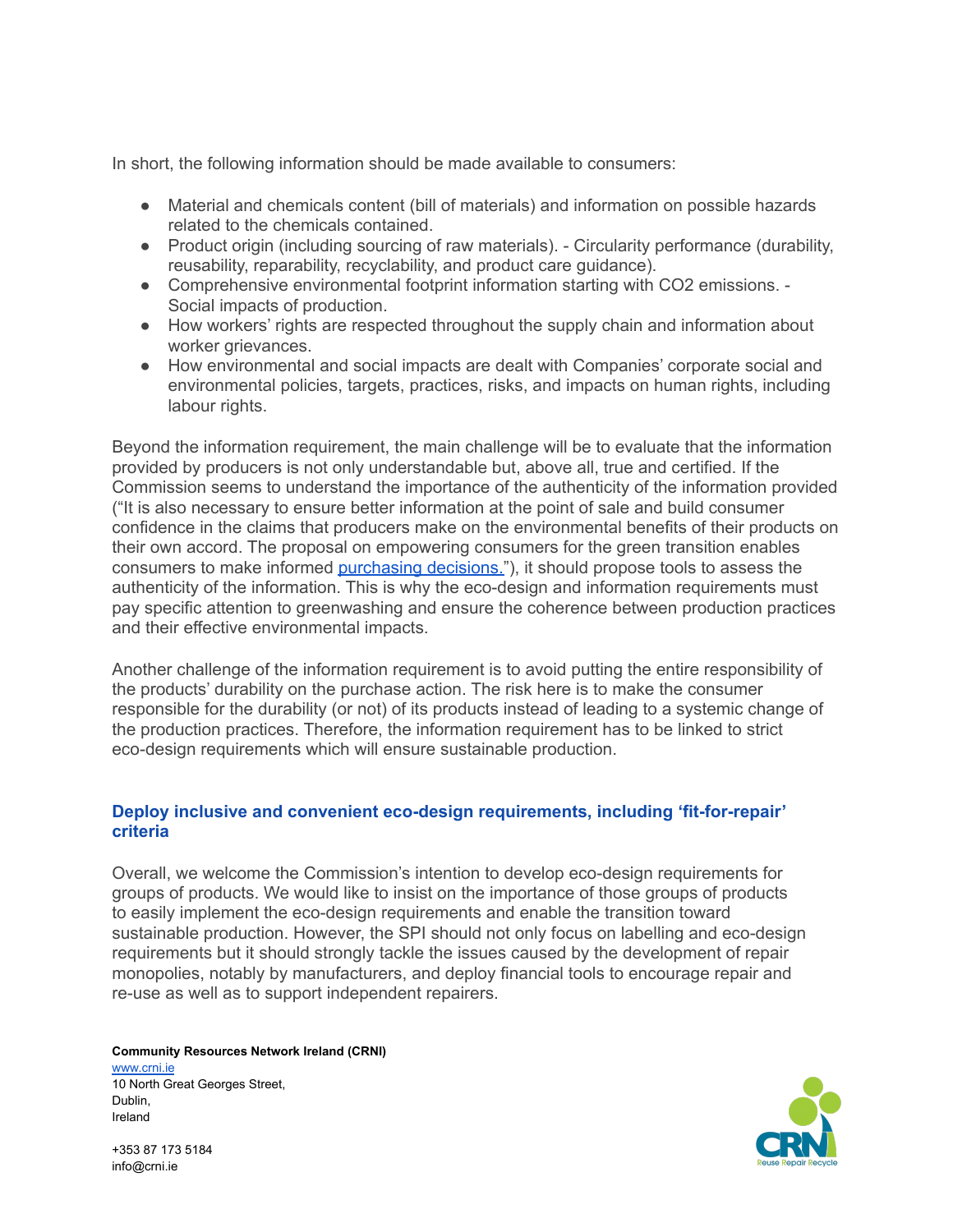In short, the following information should be made available to consumers:

- Material and chemicals content (bill of materials) and information on possible hazards related to the chemicals contained.
- Product origin (including sourcing of raw materials). - Circularity performance (durability, reusability, reparability, recyclability, and product care guidance).
- Comprehensive environmental footprint information starting with $CO_2$ emissions. - Social impacts of production.
- How workers' rights are respected throughout the supply chain and information about worker grievances.
- How environmental and social impacts are dealt with Companies' corporate social and environmental policies, targets, practices, risks, and impacts on human rights, including labour rights.

Beyond the information requirement, the main challenge will be to evaluate that the information provided by producers is not only understandable but, above all, true and certified. If the Commission seems to understand the importance of the authenticity of the information provided ("It is also necessary to ensure better information at the point of sale and build consumer confidence in the claims that producers make on the environmental benefits of their products on their own accord. The proposal on empowering consumers for the green transition enables consumers to make informed [purchasing decisions.]"), it should propose tools to assess the authenticity of the information. This is why the eco-design and information requirements must pay specific attention to greenwashing and ensure the coherence between production practices and their effective environmental impacts.

Another challenge of the information requirement is to avoid putting the entire responsibility of the products' durability on the purchase action. The risk here is to make the consumer responsible for the durability (or not) of its products instead of leading to a systemic change of the production practices. Therefore, the information requirement has to be linked to strict eco-design requirements which will ensure sustainable production.

### Deploy inclusive and convenient eco-design requirements, including 'fit-for-repair' criteria

Overall, we welcome the Commission's intention to develop eco-design requirements for groups of products. We would like to insist on the importance of those groups of products to easily implement the eco-design requirements and enable the transition toward sustainable production. However, the SPI should not only focus on labelling and eco-design requirements but it should strongly tackle the issues caused by the development of repair monopolies, notably by manufacturers, and deploy financial tools to encourage repair and re-use as well as to support independent repairers.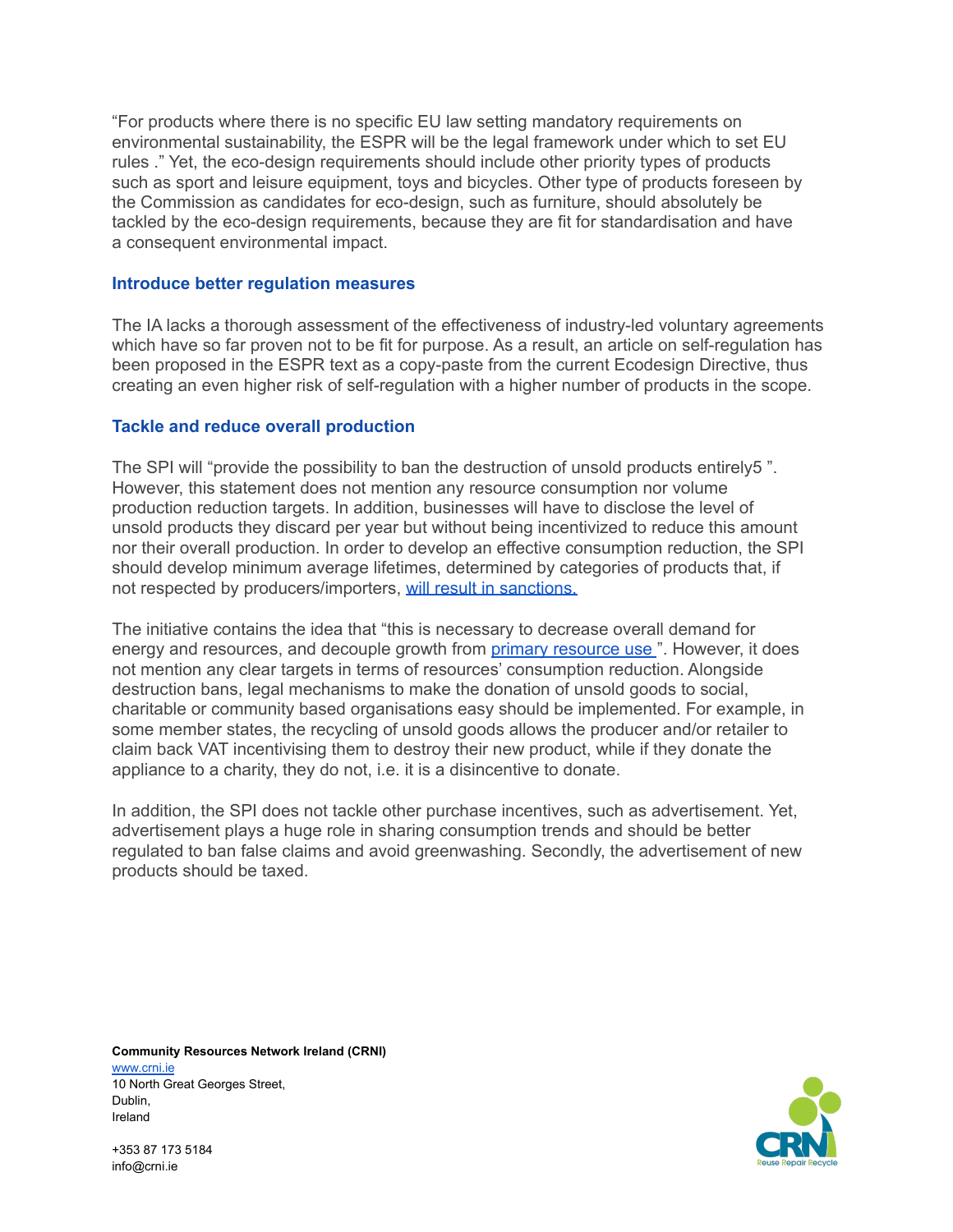"For products where there is no specific EU law setting mandatory requirements on environmental sustainability, the ESPR will be the legal framework under which to set EU rules ." Yet, the eco-design requirements should include other priority types of products such as sport and leisure equipment, toys and bicycles. Other type of products foreseen by the Commission as candidates for eco-design, such as furniture, should absolutely be tackled by the eco-design requirements, because they are fit for standardisation and have a consequent environmental impact.

### Introduce better regulation measures

The IA lacks a thorough assessment of the effectiveness of industry-led voluntary agreements which have so far proven not to be fit for purpose. As a result, an article on self-regulation has been proposed in the ESPR text as a copy-paste from the current Ecodesign Directive, thus creating an even higher risk of self-regulation with a higher number of products in the scope.

### Tackle and reduce overall production

The SPI will "provide the possibility to ban the destruction of unsold products entirely[5] ". However, this statement does not mention any resource consumption nor volume production reduction targets. In addition, businesses will have to disclose the level of unsold products they discard per year but without being incentivized to reduce this amount nor their overall production. In order to develop an effective consumption reduction, the SPI should develop minimum average lifetimes, determined by categories of products that, if not respected by producers/importers, will result in sanctions.

The initiative contains the idea that "this is necessary to decrease overall demand for energy and resources, and decouple growth from primary resource use ". However, it does not mention any clear targets in terms of resources' consumption reduction. Alongside destruction bans, legal mechanisms to make the donation of unsold goods to social, charitable or community based organisations easy should be implemented. For example, in some member states, the recycling of unsold goods allows the producer and/or retailer to claim back VAT incentivising them to destroy their new product, while if they donate the appliance to a charity, they do not, i.e. it is a disincentive to donate.

In addition, the SPI does not tackle other purchase incentives, such as advertisement. Yet, advertisement plays a huge role in sharing consumption trends and should be better regulated to ban false claims and avoid greenwashing. Secondly, the advertisement of new products should be taxed.

**Community Resources Network Ireland (CRNI)**
www.crni.ie
10 North Great Georges Street,
Dublin,
Ireland

+353 87 173 5184
info@crni.ie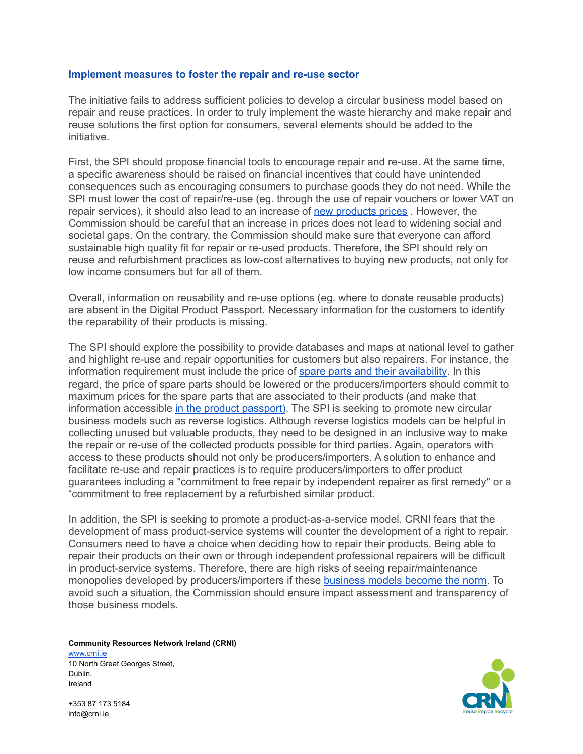### Implement measures to foster the repair and re-use sector

The initiative fails to address sufficient policies to develop a circular business model based on repair and reuse practices. In order to truly implement the waste hierarchy and make repair and reuse solutions the first option for consumers, several elements should be added to the initiative.

First, the SPI should propose financial tools to encourage repair and re-use. At the same time, a specific awareness should be raised on financial incentives that could have unintended consequences such as encouraging consumers to purchase goods they do not need. While the SPI must lower the cost of repair/re-use (eg. through the use of repair vouchers or lower VAT on repair services), it should also lead to an increase of new products prices . However, the Commission should be careful that an increase in prices does not lead to widening social and societal gaps. On the contrary, the Commission should make sure that everyone can afford sustainable high quality fit for repair or re-used products. Therefore, the SPI should rely on reuse and refurbishment practices as low-cost alternatives to buying new products, not only for low income consumers but for all of them.

Overall, information on reusability and re-use options (eg. where to donate reusable products) are absent in the Digital Product Passport. Necessary information for the customers to identify the reparability of their products is missing.

The SPI should explore the possibility to provide databases and maps at national level to gather and highlight re-use and repair opportunities for customers but also repairers. For instance, the information requirement must include the price of spare parts and their availability. In this regard, the price of spare parts should be lowered or the producers/importers should commit to maximum prices for the spare parts that are associated to their products (and make that information accessible in the product passport). The SPI is seeking to promote new circular business models such as reverse logistics. Although reverse logistics models can be helpful in collecting unused but valuable products, they need to be designed in an inclusive way to make the repair or re-use of the collected products possible for third parties. Again, operators with access to these products should not only be producers/importers. A solution to enhance and facilitate re-use and repair practices is to require producers/importers to offer product guarantees including a "commitment to free repair by independent repairer as first remedy" or a “commitment to free replacement by a refurbished similar product.

In addition, the SPI is seeking to promote a product-as-a-service model. CRNI fears that the development of mass product-service systems will counter the development of a right to repair. Consumers need to have a choice when deciding how to repair their products. Being able to repair their products on their own or through independent professional repairers will be difficult in product-service systems. Therefore, there are high risks of seeing repair/maintenance monopolies developed by producers/importers if these business models become the norm. To avoid such a situation, the Commission should ensure impact assessment and transparency of those business models.

**Community Resources Network Ireland (CRNI)**
www.crni.ie
10 North Great Georges Street,
Dublin,
Ireland

+353 87 173 5184
info@crni.ie

CRNI
Reuse Repair Recycle